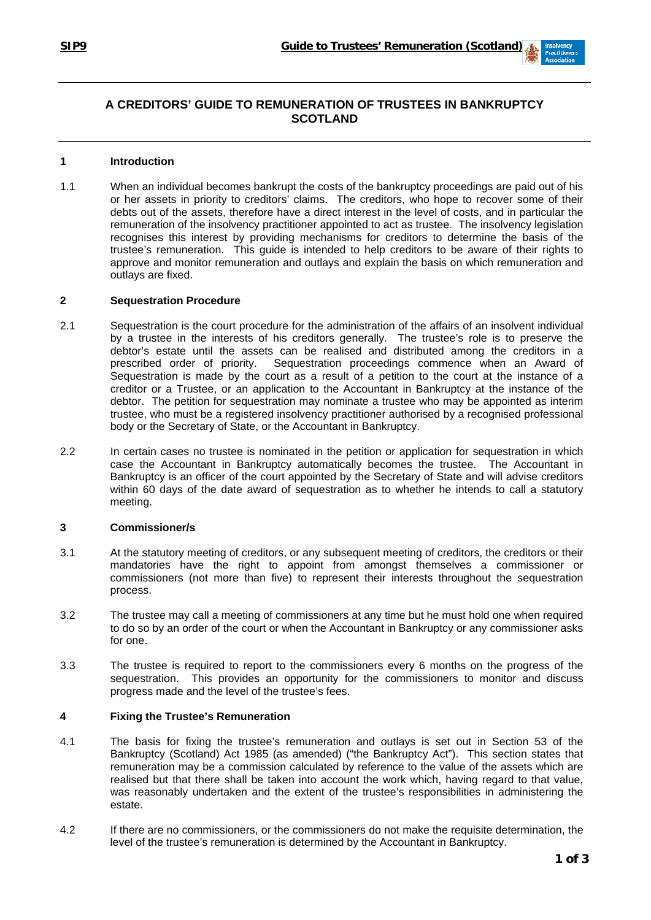# A CREDITORS' GUIDE TO REMUNERATION OF TRUSTEES IN BANKRUPTCY SCOTLAND

## 1 Introduction

1.1 When an individual becomes bankrupt the costs of the bankruptcy proceedings are paid out of his or her assets in priority to creditors' claims. The creditors, who hope to recover some of their debts out of the assets, therefore have a direct interest in the level of costs, and in particular the remuneration of the insolvency practitioner appointed to act as trustee. The insolvency legislation recognises this interest by providing mechanisms for creditors to determine the basis of the trustee's remuneration. This guide is intended to help creditors to be aware of their rights to approve and monitor remuneration and outlays and explain the basis on which remuneration and outlays are fixed.

## 2 Sequestration Procedure

2.1 Sequestration is the court procedure for the administration of the affairs of an insolvent individual by a trustee in the interests of his creditors generally. The trustee's role is to preserve the debtor's estate until the assets can be realised and distributed among the creditors in a prescribed order of priority. Sequestration proceedings commence when an Award of Sequestration is made by the court as a result of a petition to the court at the instance of a creditor or a Trustee, or an application to the Accountant in Bankruptcy at the instance of the debtor. The petition for sequestration may nominate a trustee who may be appointed as interim trustee, who must be a registered insolvency practitioner authorised by a recognised professional body or the Secretary of State, or the Accountant in Bankruptcy.

2.2 In certain cases no trustee is nominated in the petition or application for sequestration in which case the Accountant in Bankruptcy automatically becomes the trustee. The Accountant in Bankruptcy is an officer of the court appointed by the Secretary of State and will advise creditors within 60 days of the date award of sequestration as to whether he intends to call a statutory meeting.

## 3 Commissioner/s

3.1 At the statutory meeting of creditors, or any subsequent meeting of creditors, the creditors or their mandatories have the right to appoint from amongst themselves a commissioner or commissioners (not more than five) to represent their interests throughout the sequestration process.

3.2 The trustee may call a meeting of commissioners at any time but he must hold one when required to do so by an order of the court or when the Accountant in Bankruptcy or any commissioner asks for one.

3.3 The trustee is required to report to the commissioners every 6 months on the progress of the sequestration. This provides an opportunity for the commissioners to monitor and discuss progress made and the level of the trustee's fees.

## 4 Fixing the Trustee's Remuneration

4.1 The basis for fixing the trustee's remuneration and outlays is set out in Section 53 of the Bankruptcy (Scotland) Act 1985 (as amended) ("the Bankruptcy Act"). This section states that remuneration may be a commission calculated by reference to the value of the assets which are realised but that there shall be taken into account the work which, having regard to that value, was reasonably undertaken and the extent of the trustee's responsibilities in administering the estate.

4.2 If there are no commissioners, or the commissioners do not make the requisite determination, the level of the trustee's remuneration is determined by the Accountant in Bankruptcy.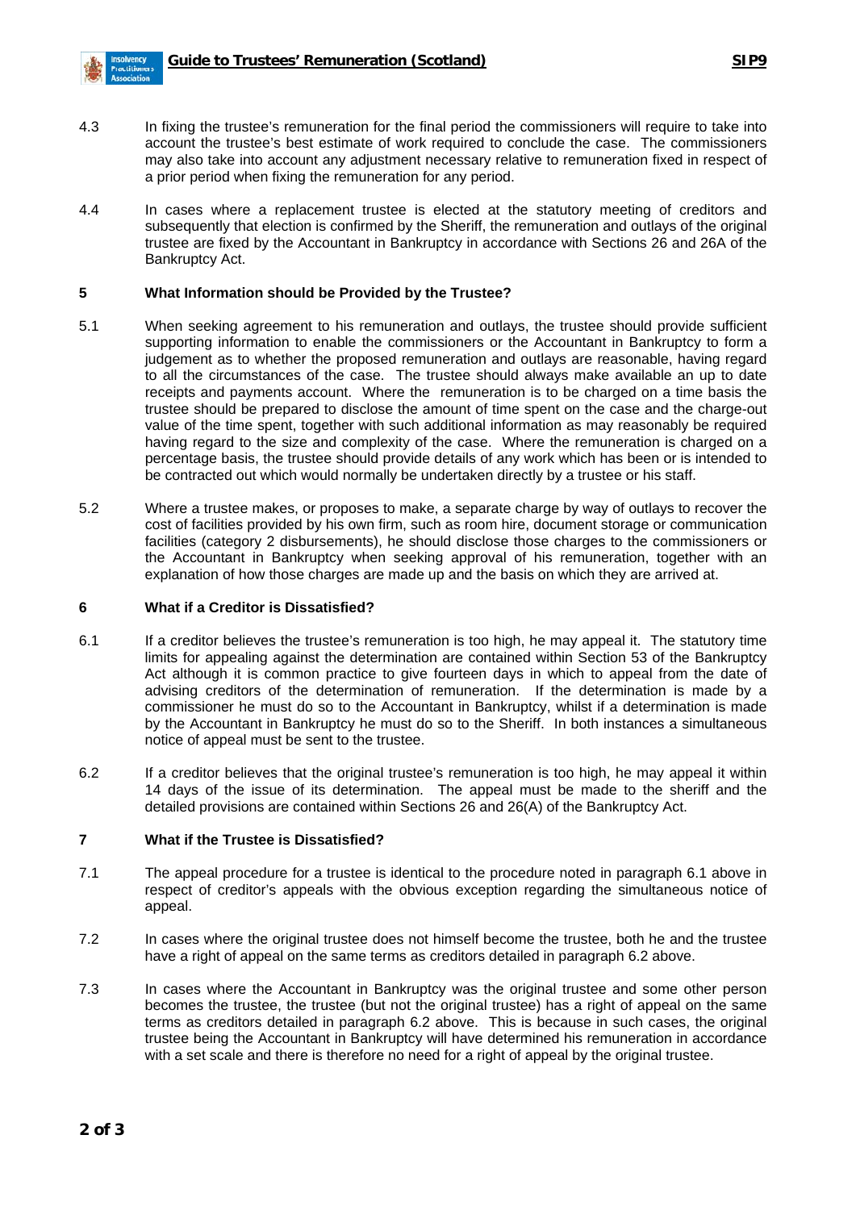4.3 In fixing the trustee's remuneration for the final period the commissioners will require to take into account the trustee's best estimate of work required to conclude the case. The commissioners may also take into account any adjustment necessary relative to remuneration fixed in respect of a prior period when fixing the remuneration for any period.

4.4 In cases where a replacement trustee is elected at the statutory meeting of creditors and subsequently that election is confirmed by the Sheriff, the remuneration and outlays of the original trustee are fixed by the Accountant in Bankruptcy in accordance with Sections 26 and 26A of the Bankruptcy Act.

## 5 What Information should be Provided by the Trustee?

5.1 When seeking agreement to his remuneration and outlays, the trustee should provide sufficient supporting information to enable the commissioners or the Accountant in Bankruptcy to form a judgement as to whether the proposed remuneration and outlays are reasonable, having regard to all the circumstances of the case. The trustee should always make available an up to date receipts and payments account. Where the remuneration is to be charged on a time basis the trustee should be prepared to disclose the amount of time spent on the case and the charge-out value of the time spent, together with such additional information as may reasonably be required having regard to the size and complexity of the case. Where the remuneration is charged on a percentage basis, the trustee should provide details of any work which has been or is intended to be contracted out which would normally be undertaken directly by a trustee or his staff.

5.2 Where a trustee makes, or proposes to make, a separate charge by way of outlays to recover the cost of facilities provided by his own firm, such as room hire, document storage or communication facilities (category 2 disbursements), he should disclose those charges to the commissioners or the Accountant in Bankruptcy when seeking approval of his remuneration, together with an explanation of how those charges are made up and the basis on which they are arrived at.

## 6 What if a Creditor is Dissatisfied?

6.1 If a creditor believes the trustee's remuneration is too high, he may appeal it. The statutory time limits for appealing against the determination are contained within Section 53 of the Bankruptcy Act although it is common practice to give fourteen days in which to appeal from the date of advising creditors of the determination of remuneration. If the determination is made by a commissioner he must do so to the Accountant in Bankruptcy, whilst if a determination is made by the Accountant in Bankruptcy he must do so to the Sheriff. In both instances a simultaneous notice of appeal must be sent to the trustee.

6.2 If a creditor believes that the original trustee's remuneration is too high, he may appeal it within 14 days of the issue of its determination. The appeal must be made to the sheriff and the detailed provisions are contained within Sections 26 and 26(A) of the Bankruptcy Act.

## 7 What if the Trustee is Dissatisfied?

7.1 The appeal procedure for a trustee is identical to the procedure noted in paragraph 6.1 above in respect of creditor's appeals with the obvious exception regarding the simultaneous notice of appeal.

7.2 In cases where the original trustee does not himself become the trustee, both he and the trustee have a right of appeal on the same terms as creditors detailed in paragraph 6.2 above.

7.3 In cases where the Accountant in Bankruptcy was the original trustee and some other person becomes the trustee, the trustee (but not the original trustee) has a right of appeal on the same terms as creditors detailed in paragraph 6.2 above. This is because in such cases, the original trustee being the Accountant in Bankruptcy will have determined his remuneration in accordance with a set scale and there is therefore no need for a right of appeal by the original trustee.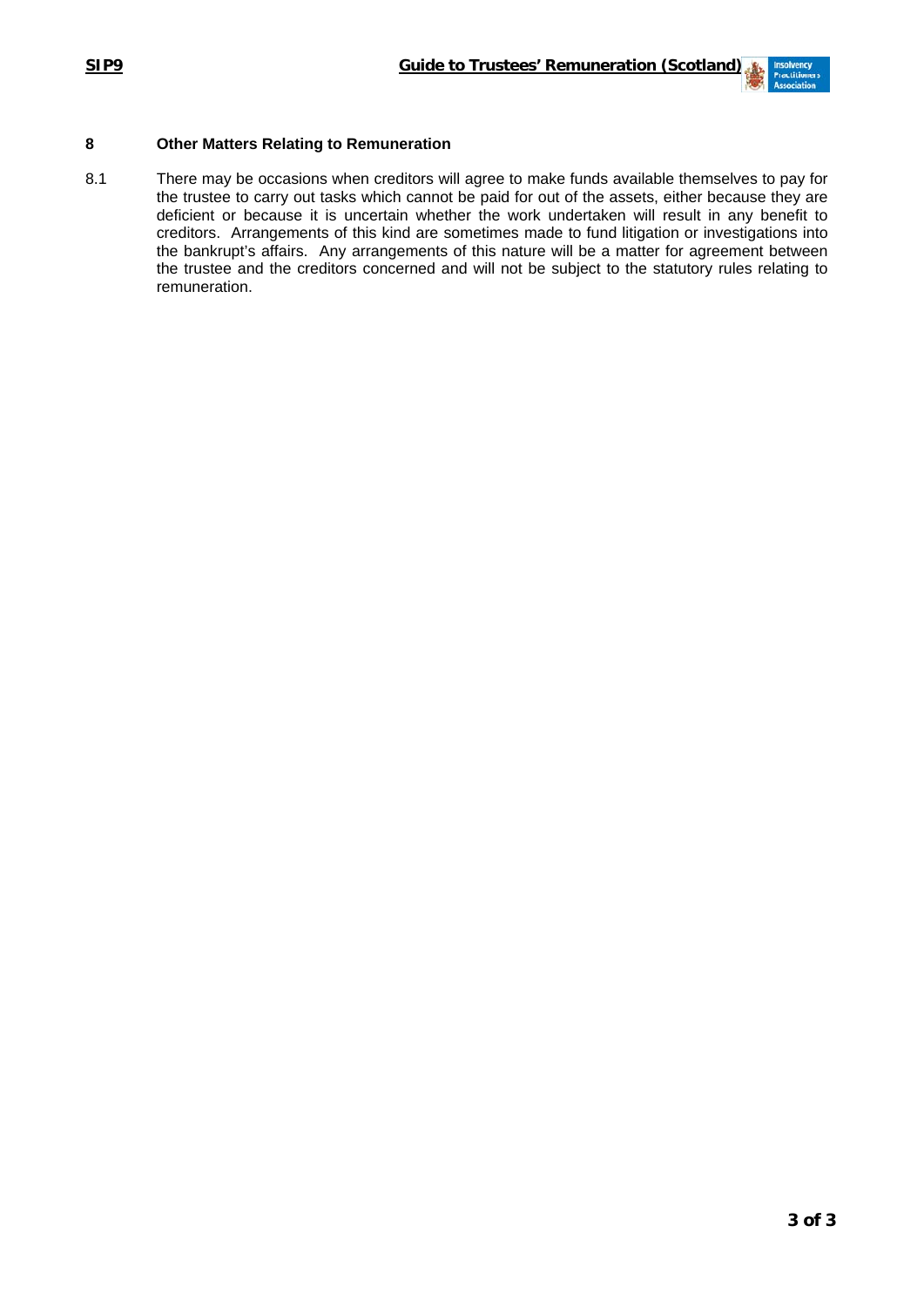## 8 Other Matters Relating to Remuneration

8.1 There may be occasions when creditors will agree to make funds available themselves to pay for the trustee to carry out tasks which cannot be paid for out of the assets, either because they are deficient or because it is uncertain whether the work undertaken will result in any benefit to creditors. Arrangements of this kind are sometimes made to fund litigation or investigations into the bankrupt's affairs. Any arrangements of this nature will be a matter for agreement between the trustee and the creditors concerned and will not be subject to the statutory rules relating to remuneration.